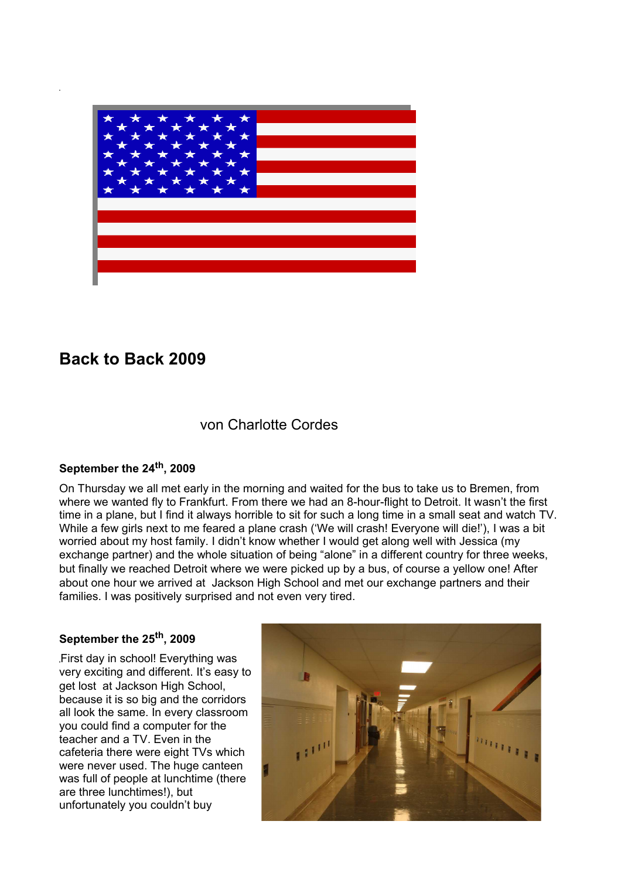# Back to Back 2009

von Charlotte Cordes

### September the 24th, 2009

On Thursday we all met early in the morning and waited for the bus to take us to Bremen, from where we wanted fly to Frankfurt. From there we had an 8-hour-flight to Detroit. It wasn't the first time in a plane, but I find it always horrible to sit for such a long time in a small seat and watch TV. While a few girls next to me feared a plane crash ('We will crash! Everyone will die!'), I was a bit worried about my host family. I didn't know whether I would get along well with Jessica (my exchange partner) and the whole situation of being "alone" in a different country for three weeks, but finally we reached Detroit where we were picked up by a bus, of course a yellow one! After about one hour we arrived at Jackson High School and met our exchange partners and their families. I was positively surprised and not even very tired.

### September the 25th, 2009

First day in school! Everything was very exciting and different. It's easy to get lost at Jackson High School, because it is so big and the corridors all look the same. In every classroom you could find a computer for the teacher and a TV. Even in the cafeteria there were eight TVs which were never used. The huge canteen was full of people at lunchtime (there are three lunchtimes!), but unfortunately you couldn't buy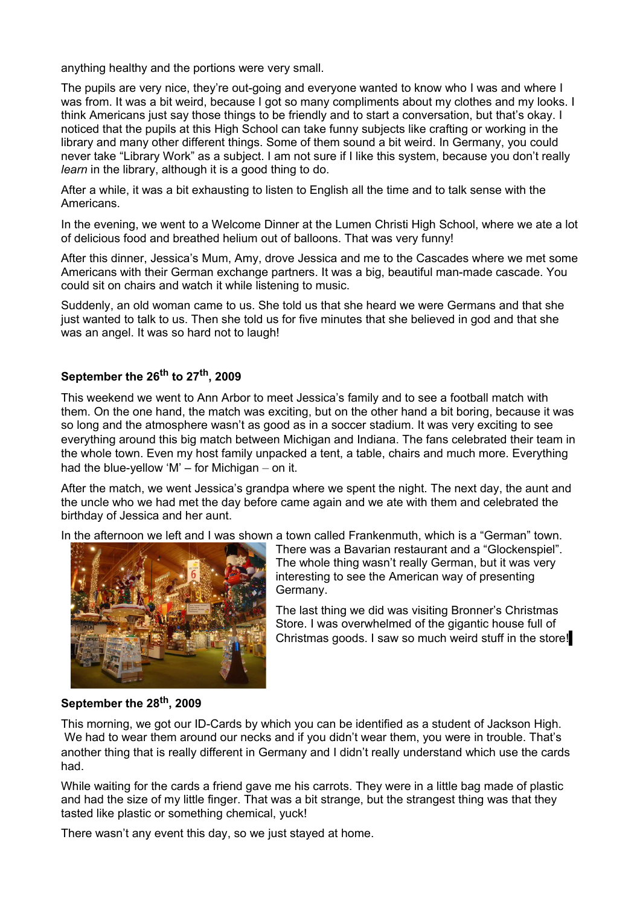anything healthy and the portions were very small.

The pupils are very nice, they're out-going and everyone wanted to know who I was and where I was from. It was a bit weird, because I got so many compliments about my clothes and my looks. I think Americans just say those things to be friendly and to start a conversation, but that's okay. I noticed that the pupils at this High School can take funny subjects like crafting or working in the library and many other different things. Some of them sound a bit weird. In Germany, you could never take "Library Work" as a subject. I am not sure if I like this system, because you don't really *learn* in the library, although it is a good thing to do.

After a while, it was a bit exhausting to listen to English all the time and to talk sense with the Americans.

In the evening, we went to a Welcome Dinner at the Lumen Christi High School, where we ate a lot of delicious food and breathed helium out of balloons. That was very funny!

After this dinner, Jessica's Mum, Amy, drove Jessica and me to the Cascades where we met some Americans with their German exchange partners. It was a big, beautiful man-made cascade. You could sit on chairs and watch it while listening to music.

Suddenly, an old woman came to us. She told us that she heard we were Germans and that she just wanted to talk to us. Then she told us for five minutes that she believed in god and that she was an angel. It was so hard not to laugh!

**September the 26th to 27th, 2009**

This weekend we went to Ann Arbor to meet Jessica's family and to see a football match with them. On the one hand, the match was exciting, but on the other hand a bit boring, because it was so long and the atmosphere wasn't as good as in a soccer stadium. It was very exciting to see everything around this big match between Michigan and Indiana. The fans celebrated their team in the whole town. Even my host family unpacked a tent, a table, chairs and much more. Everything had the blue-yellow 'M' – for Michigan – on it.

After the match, we went Jessica's grandpa where we spent the night. The next day, the aunt and the uncle who we had met the day before came again and we ate with them and celebrated the birthday of Jessica and her aunt.

In the afternoon we left and I was shown a town called Frankenmuth, which is a "German" town. There was a Bavarian restaurant and a "Glockenspiel". The whole thing wasn't really German, but it was very interesting to see the American way of presenting Germany.

The last thing we did was visiting Bronner's Christmas Store. I was overwhelmed of the gigantic house full of Christmas goods. I saw so much weird stuff in the store!

**September the 28th, 2009**

This morning, we got our ID-Cards by which you can be identified as a student of Jackson High. We had to wear them around our necks and if you didn't wear them, you were in trouble. That's another thing that is really different in Germany and I didn't really understand which use the cards had.

While waiting for the cards a friend gave me his carrots. They were in a little bag made of plastic and had the size of my little finger. That was a bit strange, but the strangest thing was that they tasted like plastic or something chemical, yuck!

There wasn't any event this day, so we just stayed at home.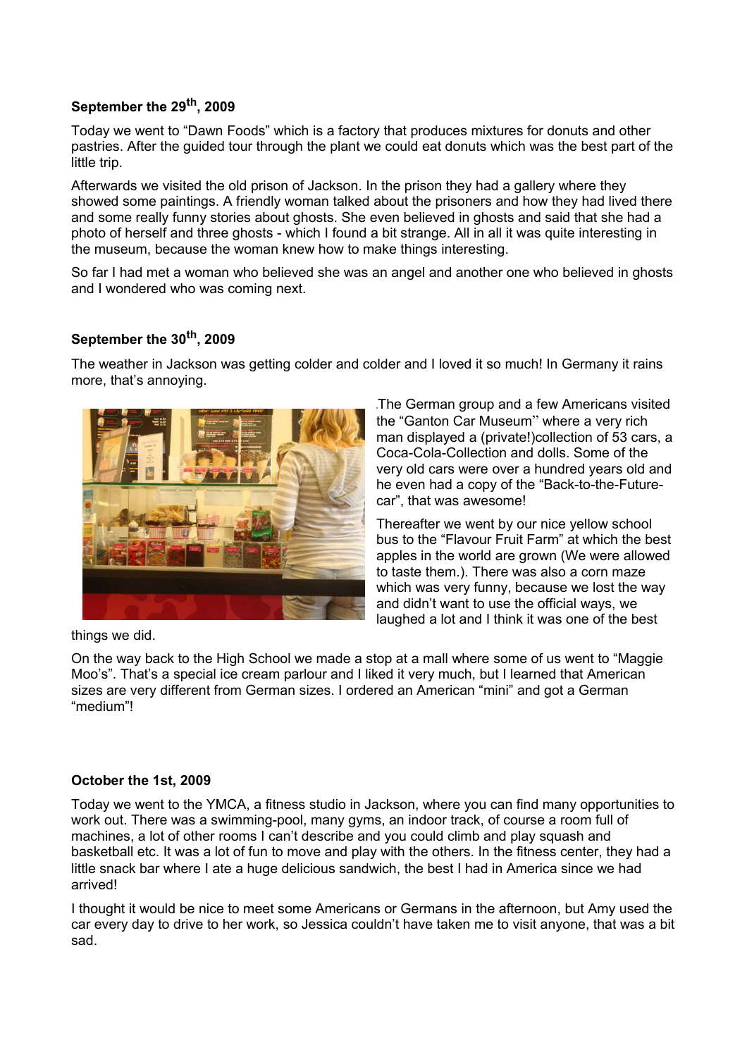**September the 29th, 2009**

Today we went to "Dawn Foods" which is a factory that produces mixtures for donuts and other pastries. After the guided tour through the plant we could eat donuts which was the best part of the little trip.

Afterwards we visited the old prison of Jackson. In the prison they had a gallery where they showed some paintings. A friendly woman talked about the prisoners and how they had lived there and some really funny stories about ghosts. She even believed in ghosts and said that she had a photo of herself and three ghosts - which I found a bit strange. All in all it was quite interesting in the museum, because the woman knew how to make things interesting.

So far I had met a woman who believed she was an angel and another one who believed in ghosts and I wondered who was coming next.

**September the 30th, 2009**

The weather in Jackson was getting colder and colder and I loved it so much! In Germany it rains more, that's annoying.

The German group and a few Americans visited the "Ganton Car Museum" where a very rich man displayed a (private!)collection of 53 cars, a Coca-Cola-Collection and dolls. Some of the very old cars were over a hundred years old and he even had a copy of the "Back-to-the-Future-car", that was awesome!

Thereafter we went by our nice yellow school bus to the "Flavour Fruit Farm" at which the best apples in the world are grown (We were allowed to taste them.). There was also a corn maze which was very funny, because we lost the way and didn't want to use the official ways, we laughed a lot and I think it was one of the best things we did.

On the way back to the High School we made a stop at a mall where some of us went to "Maggie Moo's". That's a special ice cream parlour and I liked it very much, but I learned that American sizes are very different from German sizes. I ordered an American "mini" and got a German "medium"!

**October the 1st, 2009**

Today we went to the YMCA, a fitness studio in Jackson, where you can find many opportunities to work out. There was a swimming-pool, many gyms, an indoor track, of course a room full of machines, a lot of other rooms I can't describe and you could climb and play squash and basketball etc. It was a lot of fun to move and play with the others. In the fitness center, they had a little snack bar where I ate a huge delicious sandwich, the best I had in America since we had arrived!

I thought it would be nice to meet some Americans or Germans in the afternoon, but Amy used the car every day to drive to her work, so Jessica couldn't have taken me to visit anyone, that was a bit sad.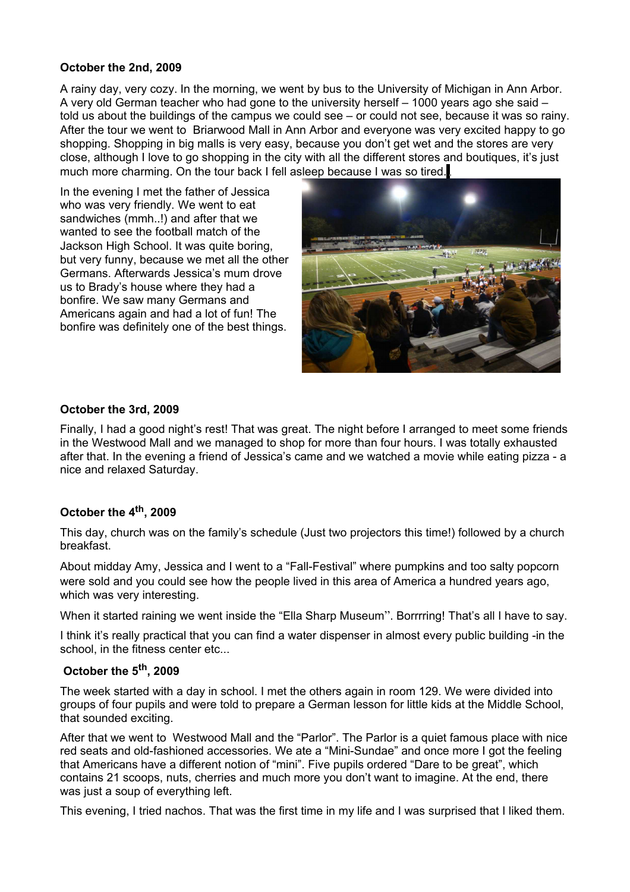**October the 2nd, 2009**

A rainy day, very cozy. In the morning, we went by bus to the University of Michigan in Ann Arbor. A very old German teacher who had gone to the university herself – 1000 years ago she said – told us about the buildings of the campus we could see – or could not see, because it was so rainy. After the tour we went to Briarwood Mall in Ann Arbor and everyone was very excited happy to go shopping. Shopping in big malls is very easy, because you don't get wet and the stores are very close, although I love to go shopping in the city with all the different stores and boutiques, it's just much more charming. On the tour back I fell asleep because I was so tired.

In the evening I met the father of Jessica who was very friendly. We went to eat sandwiches (mmh..!) and after that we wanted to see the football match of the Jackson High School. It was quite boring, but very funny, because we met all the other Germans. Afterwards Jessica's mum drove us to Brady's house where they had a bonfire. We saw many Germans and Americans again and had a lot of fun! The bonfire was definitely one of the best things.

**October the 3rd, 2009**

Finally, I had a good night's rest! That was great. The night before I arranged to meet some friends in the Westwood Mall and we managed to shop for more than four hours. I was totally exhausted after that. In the evening a friend of Jessica's came and we watched a movie while eating pizza - a nice and relaxed Saturday.

**October the 4th, 2009**

This day, church was on the family's schedule (Just two projectors this time!) followed by a church breakfast.

About midday Amy, Jessica and I went to a "Fall-Festival" where pumpkins and too salty popcorn were sold and you could see how the people lived in this area of America a hundred years ago, which was very interesting.

When it started raining we went inside the "Ella Sharp Museum''. Borrrring! That's all I have to say.

I think it's really practical that you can find a water dispenser in almost every public building -in the school, in the fitness center etc...

**October the 5th, 2009**

The week started with a day in school. I met the others again in room 129. We were divided into groups of four pupils and were told to prepare a German lesson for little kids at the Middle School, that sounded exciting.

After that we went to Westwood Mall and the "Parlor". The Parlor is a quiet famous place with nice red seats and old-fashioned accessories. We ate a "Mini-Sundae" and once more I got the feeling that Americans have a different notion of "mini". Five pupils ordered "Dare to be great", which contains 21 scoops, nuts, cherries and much more you don't want to imagine. At the end, there was just a soup of everything left.

This evening, I tried nachos. That was the first time in my life and I was surprised that I liked them.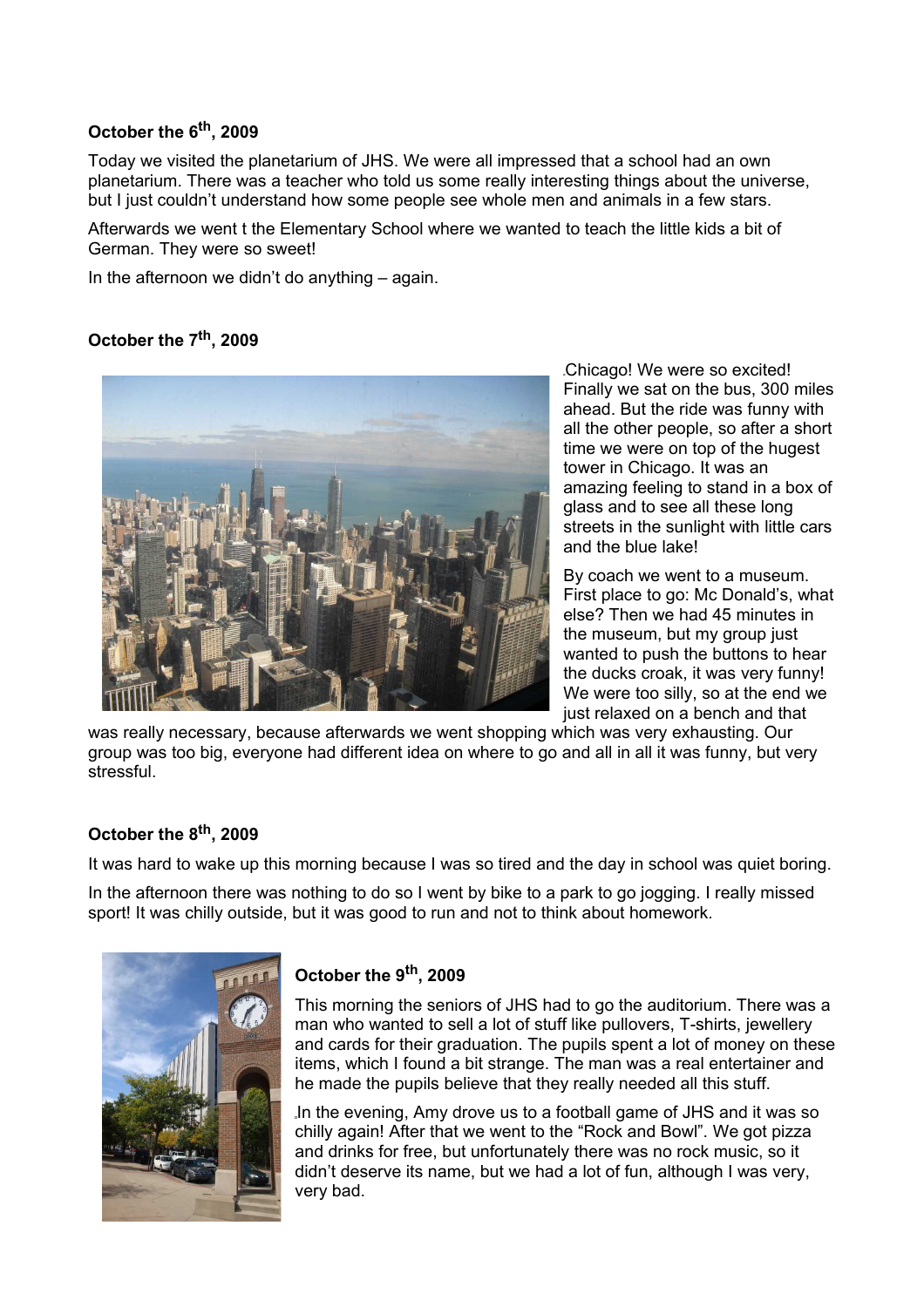**October the 6th, 2009**

Today we visited the planetarium of JHS. We were all impressed that a school had an own planetarium. There was a teacher who told us some really interesting things about the universe, but I just couldn't understand how some people see whole men and animals in a few stars.

Afterwards we went t the Elementary School where we wanted to teach the little kids a bit of German. They were so sweet!

In the afternoon we didn't do anything – again.

**October the 7th, 2009**

Chicago! We were so excited! Finally we sat on the bus, 300 miles ahead. But the ride was funny with all the other people, so after a short time we were on top of the hugest tower in Chicago. It was an amazing feeling to stand in a box of glass and to see all these long streets in the sunlight with little cars and the blue lake!

By coach we went to a museum. First place to go: Mc Donald's, what else? Then we had 45 minutes in the museum, but my group just wanted to push the buttons to hear the ducks croak, it was very funny! We were too silly, so at the end we just relaxed on a bench and that was really necessary, because afterwards we went shopping which was very exhausting. Our group was too big, everyone had different idea on where to go and all in all it was funny, but very stressful.

**October the 8th, 2009**

It was hard to wake up this morning because I was so tired and the day in school was quiet boring.

In the afternoon there was nothing to do so I went by bike to a park to go jogging. I really missed sport! It was chilly outside, but it was good to run and not to think about homework.

**October the 9th, 2009**

This morning the seniors of JHS had to go the auditorium. There was a man who wanted to sell a lot of stuff like pullovers, T-shirts, jewellery and cards for their graduation. The pupils spent a lot of money on these items, which I found a bit strange. The man was a real entertainer and he made the pupils believe that they really needed all this stuff.

In the evening, Amy drove us to a football game of JHS and it was so chilly again! After that we went to the "Rock and Bowl". We got pizza and drinks for free, but unfortunately there was no rock music, so it didn't deserve its name, but we had a lot of fun, although I was very, very bad.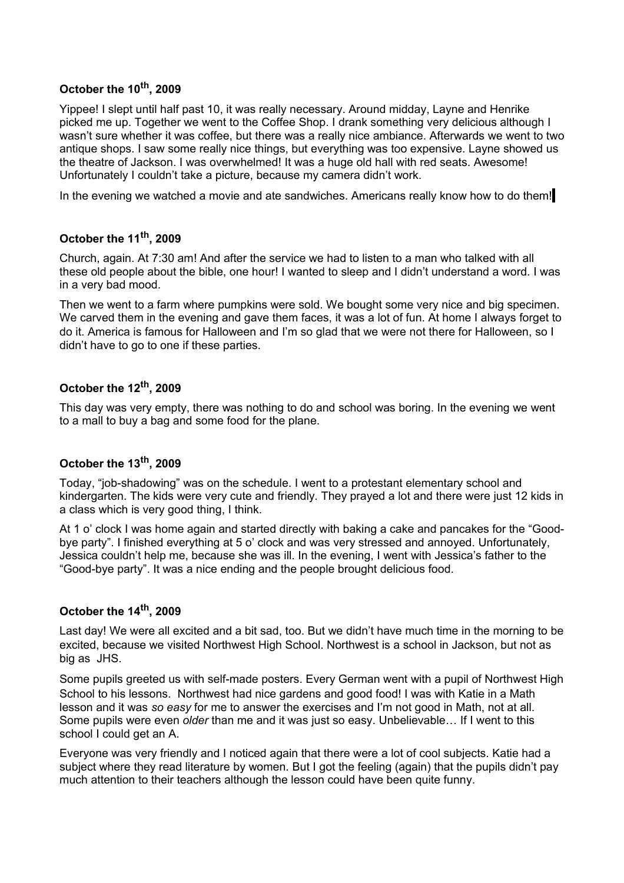**October the 10th, 2009**

Yippee! I slept until half past 10, it was really necessary. Around midday, Layne and Henrike picked me up. Together we went to the Coffee Shop. I drank something very delicious although I wasn't sure whether it was coffee, but there was a really nice ambiance. Afterwards we went to two antique shops. I saw some really nice things, but everything was too expensive. Layne showed us the theatre of Jackson. I was overwhelmed! It was a huge old hall with red seats. Awesome! Unfortunately I couldn't take a picture, because my camera didn't work.

In the evening we watched a movie and ate sandwiches. Americans really know how to do them!

**October the 11th, 2009**

Church, again. At 7:30 am! And after the service we had to listen to a man who talked with all these old people about the bible, one hour! I wanted to sleep and I didn't understand a word. I was in a very bad mood.

Then we went to a farm where pumpkins were sold. We bought some very nice and big specimen. We carved them in the evening and gave them faces, it was a lot of fun. At home I always forget to do it. America is famous for Halloween and I'm so glad that we were not there for Halloween, so I didn't have to go to one if these parties.

**October the 12th, 2009**

This day was very empty, there was nothing to do and school was boring. In the evening we went to a mall to buy a bag and some food for the plane.

**October the 13th, 2009**

Today, "job-shadowing" was on the schedule. I went to a protestant elementary school and kindergarten. The kids were very cute and friendly. They prayed a lot and there were just 12 kids in a class which is very good thing, I think.

At 1 o' clock I was home again and started directly with baking a cake and pancakes for the "Good-bye party". I finished everything at 5 o' clock and was very stressed and annoyed. Unfortunately, Jessica couldn't help me, because she was ill. In the evening, I went with Jessica's father to the "Good-bye party". It was a nice ending and the people brought delicious food.

**October the 14th, 2009**

Last day! We were all excited and a bit sad, too. But we didn't have much time in the morning to be excited, because we visited Northwest High School. Northwest is a school in Jackson, but not as big as JHS.

Some pupils greeted us with self-made posters. Every German went with a pupil of Northwest High School to his lessons. Northwest had nice gardens and good food! I was with Katie in a Math lesson and it was *so easy* for me to answer the exercises and I'm not good in Math, not at all. Some pupils were even *older* than me and it was just so easy. Unbelievable… If I went to this school I could get an A.

Everyone was very friendly and I noticed again that there were a lot of cool subjects. Katie had a subject where they read literature by women. But I got the feeling (again) that the pupils didn't pay much attention to their teachers although the lesson could have been quite funny.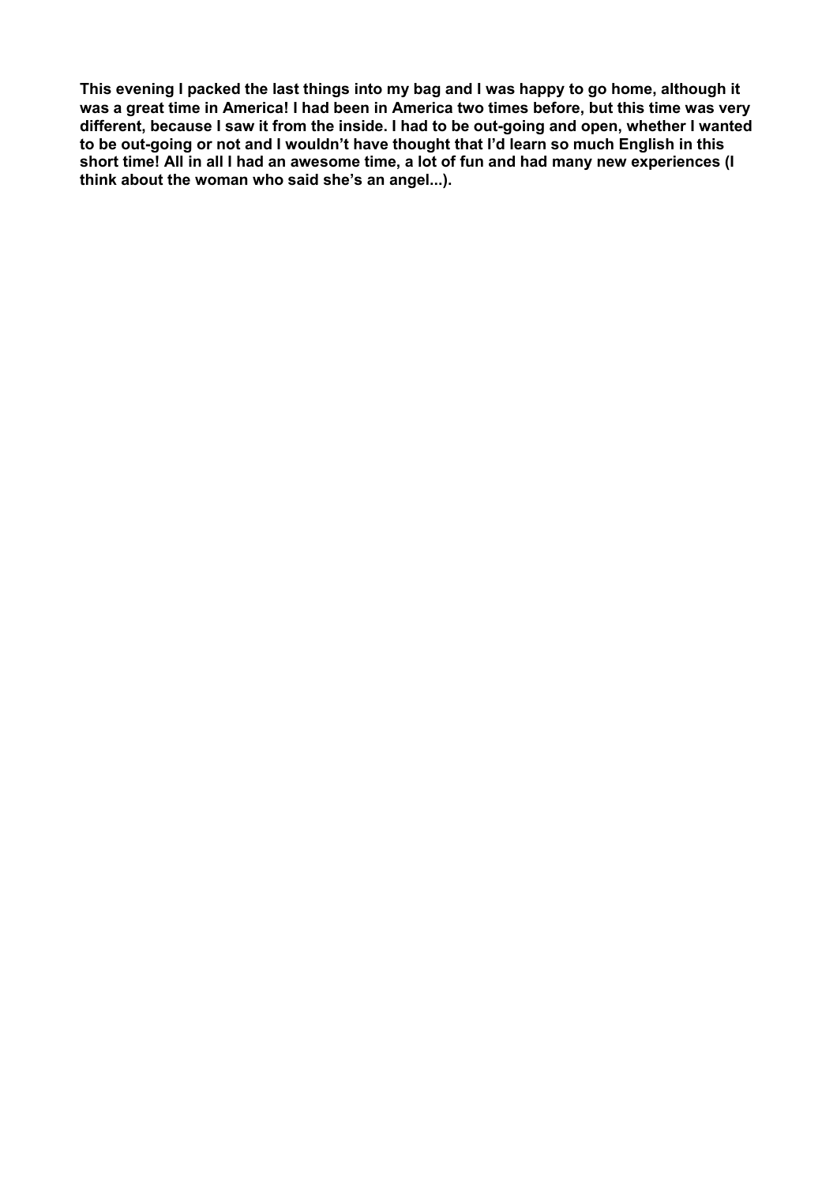**This evening I packed the last things into my bag and I was happy to go home, although it was a great time in America! I had been in America two times before, but this time was very different, because I saw it from the inside. I had to be out-going and open, whether I wanted to be out-going or not and I wouldn't have thought that I'd learn so much English in this short time! All in all I had an awesome time, a lot of fun and had many new experiences (I think about the woman who said she's an angel...).**